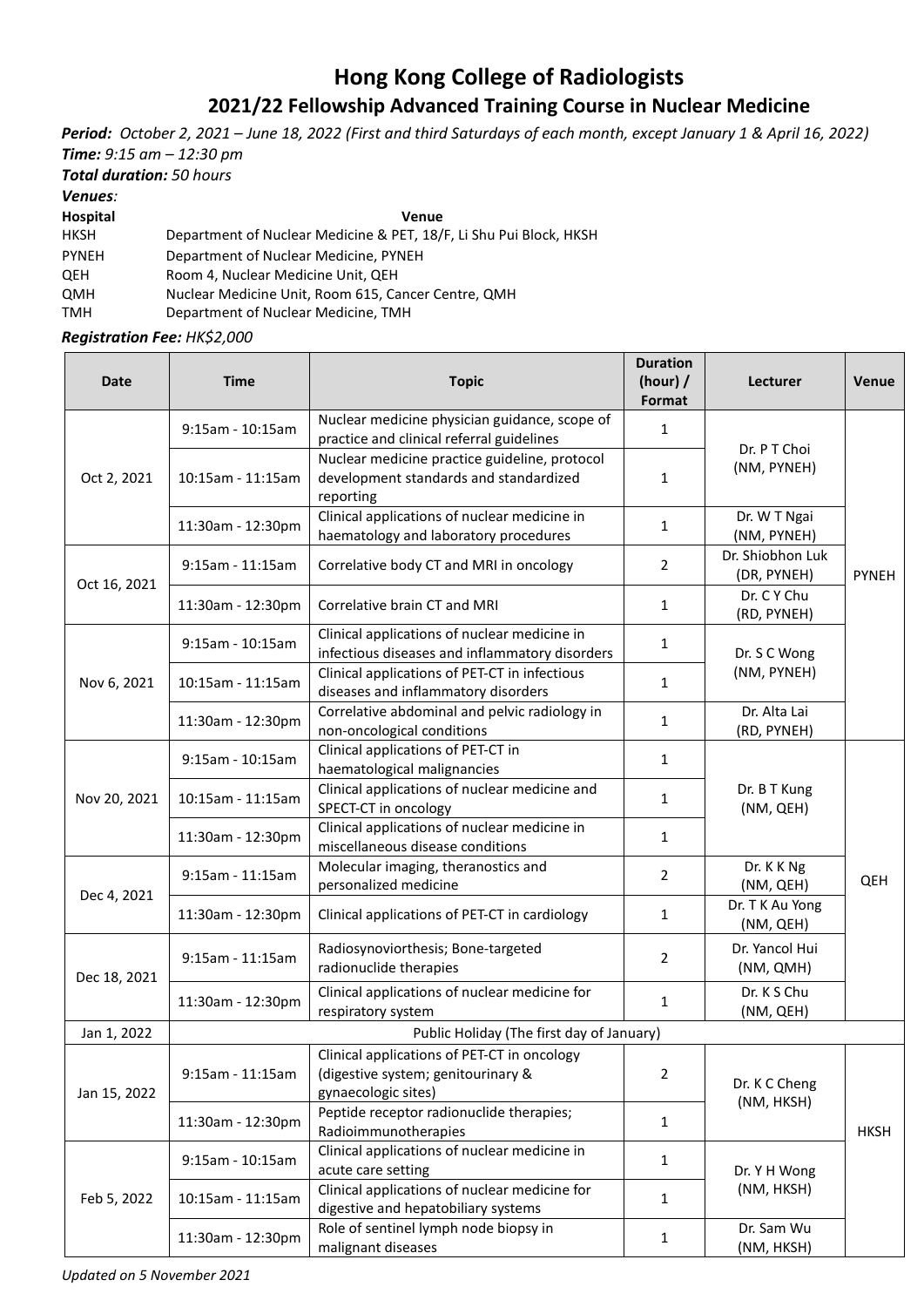# Hong Kong College of Radiologists

## 2021/22 Fellowship Advanced Training Course in Nuclear Medicine

***Period:*** *October 2, 2021 – June 18, 2022 (First and third Saturdays of each month, except January 1 & April 16, 2022)*

***Time:*** *9:15 am – 12:30 pm*

***Total duration:*** *50 hours*

***Venues:***

| **Hospital** | **Venue** |
|---|---|
| HKSH | Department of Nuclear Medicine & PET, 18/F, Li Shu Pui Block, HKSH |
| PYNEH | Department of Nuclear Medicine, PYNEH |
| QEH | Room 4, Nuclear Medicine Unit, QEH |
| QMH | Nuclear Medicine Unit, Room 615, Cancer Centre, QMH |
| TMH | Department of Nuclear Medicine, TMH |

***Registration Fee:*** *HK$2,000*

| Date | Time | Topic | Duration (hour) / Format | Lecturer | Venue |
|---|---|---|---|---|---|
| Oct 2, 2021 | 9:15am - 10:15am | Nuclear medicine physician guidance, scope of practice and clinical referral guidelines | 1 | Dr. P T Choi (NM, PYNEH) | PYNEH |
| | 10:15am - 11:15am | Nuclear medicine practice guideline, protocol development standards and standardized reporting | 1 | | |
| | 11:30am - 12:30pm | Clinical applications of nuclear medicine in haematology and laboratory procedures | 1 | Dr. W T Ngai (NM, PYNEH) | |
| Oct 16, 2021 | 9:15am - 11:15am | Correlative body CT and MRI in oncology | 2 | Dr. Shiobhon Luk (DR, PYNEH) | |
| | 11:30am - 12:30pm | Correlative brain CT and MRI | 1 | Dr. C Y Chu (RD, PYNEH) | |
| Nov 6, 2021 | 9:15am - 10:15am | Clinical applications of nuclear medicine in infectious diseases and inflammatory disorders | 1 | Dr. S C Wong (NM, PYNEH) | |
| | 10:15am - 11:15am | Clinical applications of PET-CT in infectious diseases and inflammatory disorders | 1 | | |
| | 11:30am - 12:30pm | Correlative abdominal and pelvic radiology in non-oncological conditions | 1 | Dr. Alta Lai (RD, PYNEH) | |
| Nov 20, 2021 | 9:15am - 10:15am | Clinical applications of PET-CT in haematological malignancies | 1 | Dr. B T Kung (NM, QEH) | QEH |
| | 10:15am - 11:15am | Clinical applications of nuclear medicine and SPECT-CT in oncology | 1 | | |
| | 11:30am - 12:30pm | Clinical applications of nuclear medicine in miscellaneous disease conditions | 1 | | |
| Dec 4, 2021 | 9:15am - 11:15am | Molecular imaging, theranostics and personalized medicine | 2 | Dr. K K Ng (NM, QEH) | |
| | 11:30am - 12:30pm | Clinical applications of PET-CT in cardiology | 1 | Dr. T K Au Yong (NM, QEH) | |
| Dec 18, 2021 | 9:15am - 11:15am | Radiosynoviorthesis; Bone-targeted radionuclide therapies | 2 | Dr. Yancol Hui (NM, QMH) | |
| | 11:30am - 12:30pm | Clinical applications of nuclear medicine for respiratory system | 1 | Dr. K S Chu (NM, QEH) | |
| Jan 1, 2022 | Public Holiday (The first day of January) | | | | |
| Jan 15, 2022 | 9:15am - 11:15am | Clinical applications of PET-CT in oncology (digestive system; genitourinary & gynaecologic sites) | 2 | Dr. K C Cheng (NM, HKSH) | HKSH |
| | 11:30am - 12:30pm | Peptide receptor radionuclide therapies; Radioimmunotherapies | 1 | | |
| Feb 5, 2022 | 9:15am - 10:15am | Clinical applications of nuclear medicine in acute care setting | 1 | Dr. Y H Wong (NM, HKSH) | |
| | 10:15am - 11:15am | Clinical applications of nuclear medicine for digestive and hepatobiliary systems | 1 | | |
| | 11:30am - 12:30pm | Role of sentinel lymph node biopsy in malignant diseases | 1 | Dr. Sam Wu (NM, HKSH) | |

*Updated on 5 November 2021*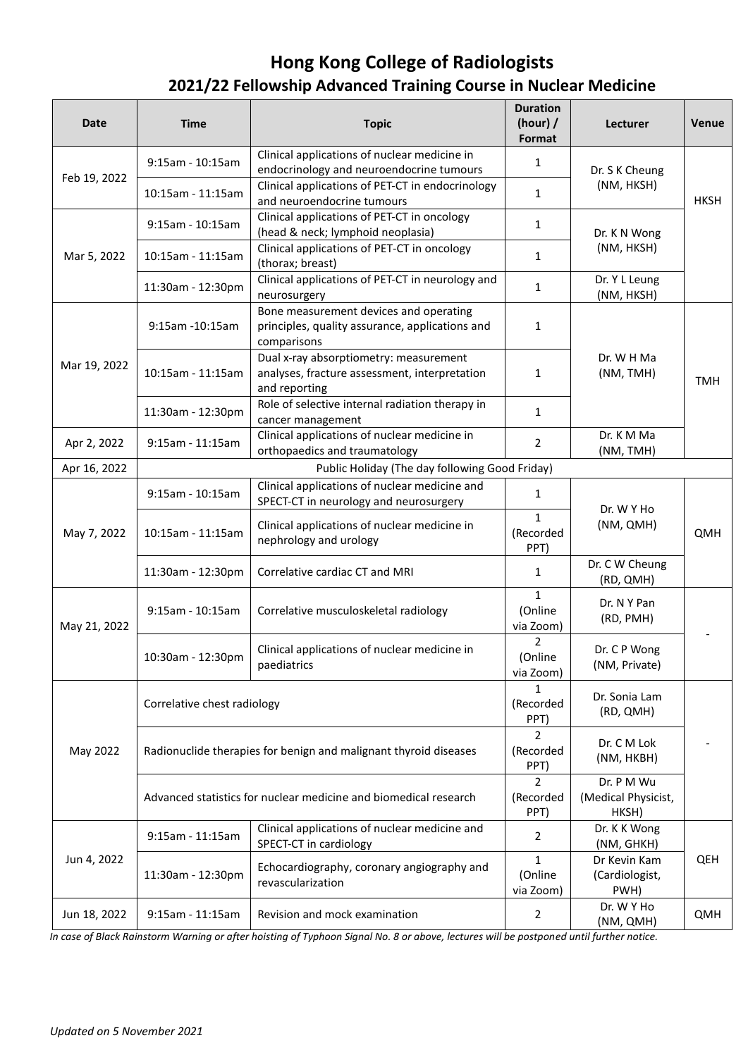# Hong Kong College of Radiologists

## 2021/22 Fellowship Advanced Training Course in Nuclear Medicine

| Date | Time | Topic | Duration (hour) / Format | Lecturer | Venue |
|---|---|---|---|---|---|
| Feb 19, 2022 | 9:15am - 10:15am | Clinical applications of nuclear medicine in endocrinology and neuroendocrine tumours | 1 | Dr. S K Cheung (NM, HKSH) | HKSH |
| | 10:15am - 11:15am | Clinical applications of PET-CT in endocrinology and neuroendocrine tumours | 1 | | |
| Mar 5, 2022 | 9:15am - 10:15am | Clinical applications of PET-CT in oncology (head & neck; lymphoid neoplasia) | 1 | Dr. K N Wong (NM, HKSH) | |
| | 10:15am - 11:15am | Clinical applications of PET-CT in oncology (thorax; breast) | 1 | | |
| | 11:30am - 12:30pm | Clinical applications of PET-CT in neurology and neurosurgery | 1 | Dr. Y L Leung (NM, HKSH) | |
| Mar 19, 2022 | 9:15am -10:15am | Bone measurement devices and operating principles, quality assurance, applications and comparisons | 1 | Dr. W H Ma (NM, TMH) | TMH |
| | 10:15am - 11:15am | Dual x-ray absorptiometry: measurement analyses, fracture assessment, interpretation and reporting | 1 | | |
| | 11:30am - 12:30pm | Role of selective internal radiation therapy in cancer management | 1 | | |
| Apr 2, 2022 | 9:15am - 11:15am | Clinical applications of nuclear medicine in orthopaedics and traumatology | 2 | Dr. K M Ma (NM, TMH) | |
| Apr 16, 2022 | Public Holiday (The day following Good Friday) | | | | |
| May 7, 2022 | 9:15am - 10:15am | Clinical applications of nuclear medicine and SPECT-CT in neurology and neurosurgery | 1 | Dr. W Y Ho (NM, QMH) | QMH |
| | 10:15am - 11:15am | Clinical applications of nuclear medicine in nephrology and urology | 1 (Recorded PPT) | | |
| | 11:30am - 12:30pm | Correlative cardiac CT and MRI | 1 | Dr. C W Cheung (RD, QMH) | |
| May 21, 2022 | 9:15am - 10:15am | Correlative musculoskeletal radiology | 1 (Online via Zoom) | Dr. N Y Pan (RD, PMH) | - |
| | 10:30am - 12:30pm | Clinical applications of nuclear medicine in paediatrics | 2 (Online via Zoom) | Dr. C P Wong (NM, Private) | |
| May 2022 | Correlative chest radiology | | 1 (Recorded PPT) | Dr. Sonia Lam (RD, QMH) | - |
| | Radionuclide therapies for benign and malignant thyroid diseases | | 2 (Recorded PPT) | Dr. C M Lok (NM, HKBH) | |
| | Advanced statistics for nuclear medicine and biomedical research | | 2 (Recorded PPT) | Dr. P M Wu (Medical Physicist, HKSH) | |
| Jun 4, 2022 | 9:15am - 11:15am | Clinical applications of nuclear medicine and SPECT-CT in cardiology | 2 | Dr. K K Wong (NM, GHKH) | QEH |
| | 11:30am - 12:30pm | Echocardiography, coronary angiography and revascularization | 1 (Online via Zoom) | Dr Kevin Kam (Cardiologist, PWH) | |
| Jun 18, 2022 | 9:15am - 11:15am | Revision and mock examination | 2 | Dr. W Y Ho (NM, QMH) | QMH |

*In case of Black Rainstorm Warning or after hoisting of Typhoon Signal No. 8 or above, lectures will be postponed until further notice.*

*Updated on 5 November 2021*